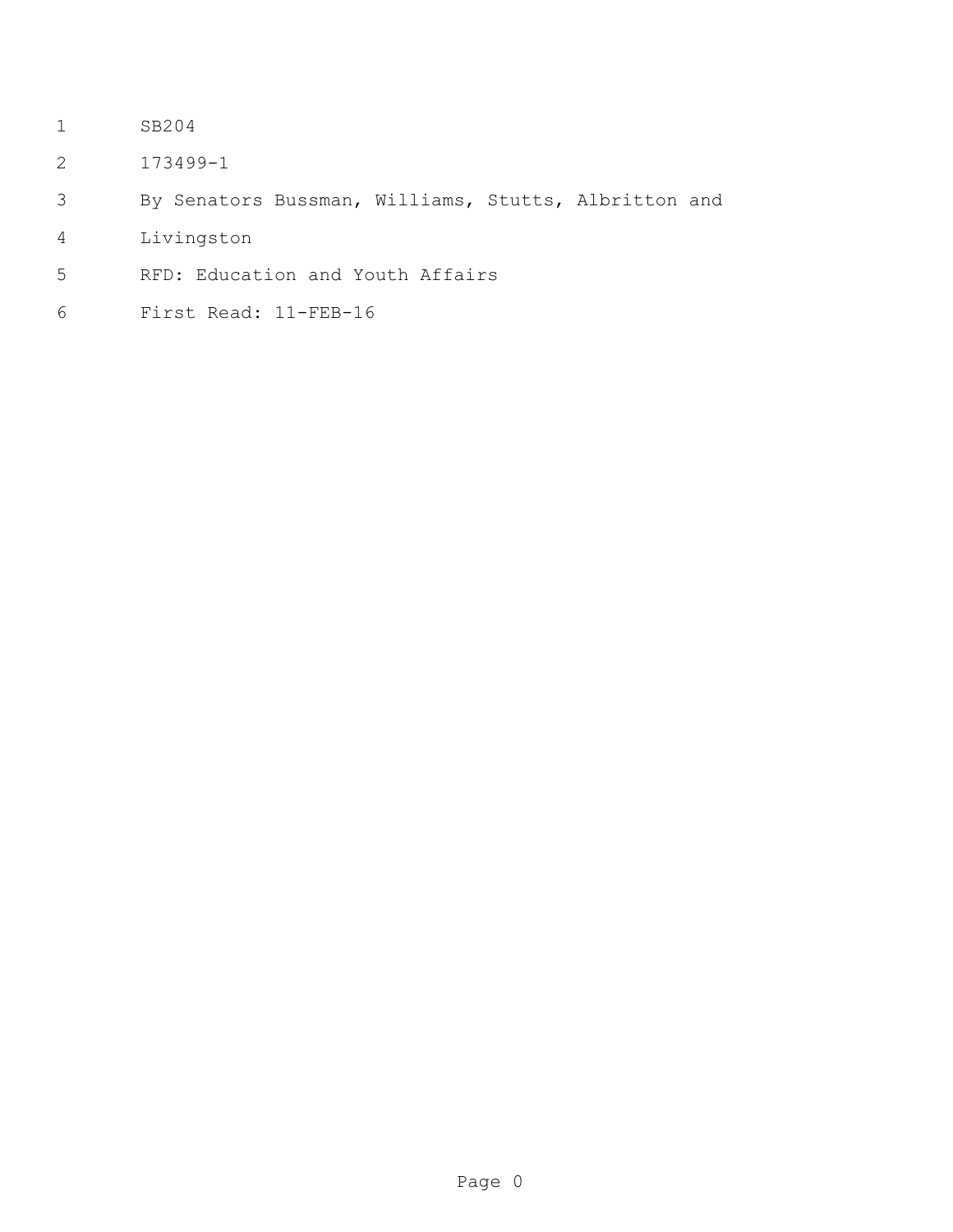SB204

173499-1

By Senators Bussman, Williams, Stutts, Albritton and Livingston

RFD: Education and Youth Affairs

First Read: 11-FEB-16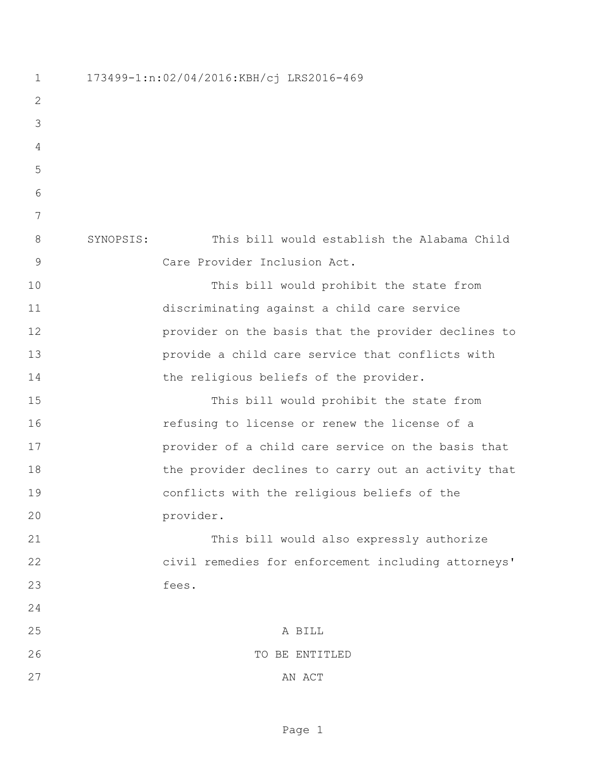173499-1:n:02/04/2016:KBH/cj LRS2016-469

SYNOPSIS: This bill would establish the Alabama Child Care Provider Inclusion Act.

This bill would prohibit the state from discriminating against a child care service provider on the basis that the provider declines to provide a child care service that conflicts with the religious beliefs of the provider.

This bill would prohibit the state from refusing to license or renew the license of a provider of a child care service on the basis that the provider declines to carry out an activity that conflicts with the religious beliefs of the provider.

This bill would also expressly authorize civil remedies for enforcement including attorneys' fees.

A BILL

TO BE ENTITLED

AN ACT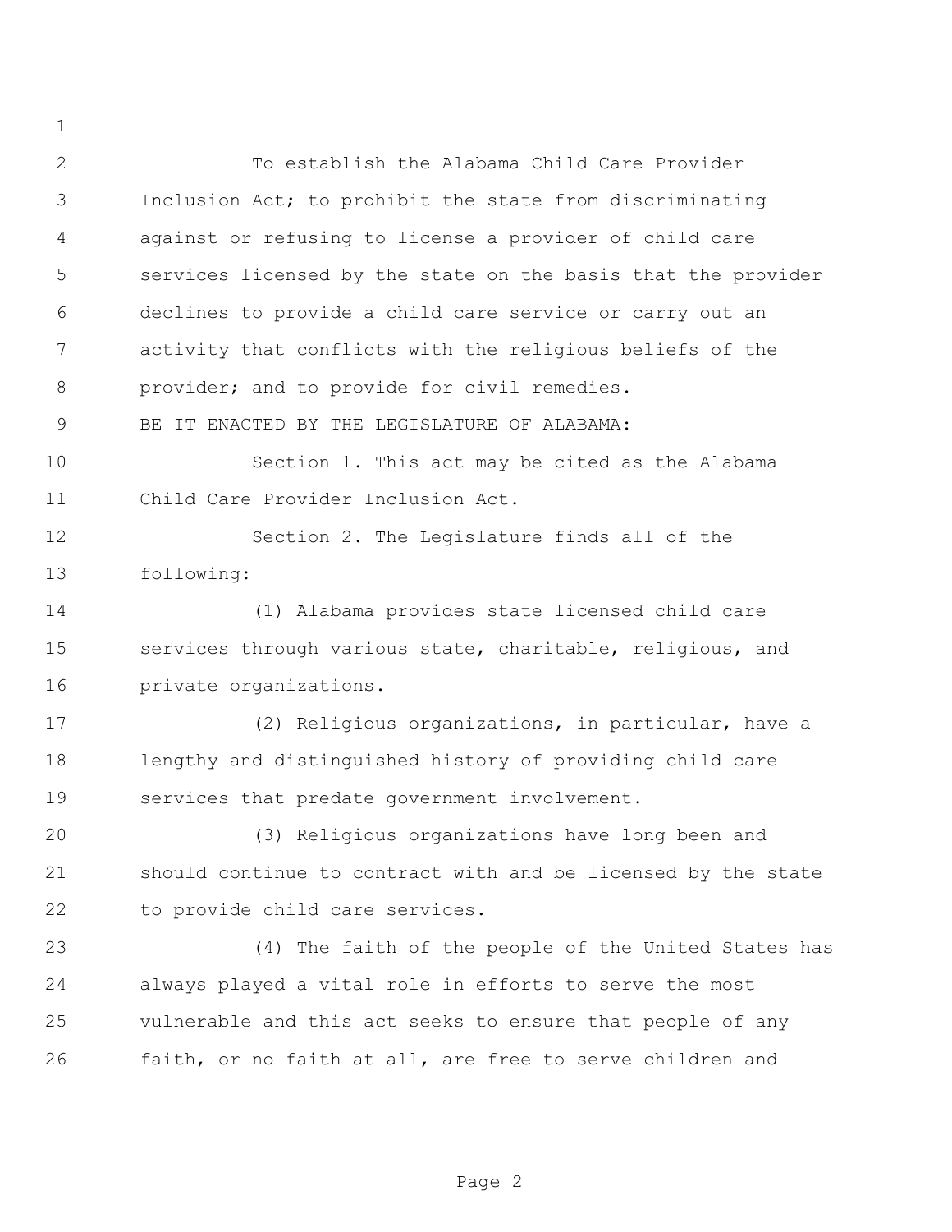To establish the Alabama Child Care Provider Inclusion Act; to prohibit the state from discriminating against or refusing to license a provider of child care services licensed by the state on the basis that the provider declines to provide a child care service or carry out an activity that conflicts with the religious beliefs of the provider; and to provide for civil remedies.

BE IT ENACTED BY THE LEGISLATURE OF ALABAMA:

Section 1. This act may be cited as the Alabama Child Care Provider Inclusion Act.

Section 2. The Legislature finds all of the following:

(1) Alabama provides state licensed child care services through various state, charitable, religious, and private organizations.

(2) Religious organizations, in particular, have a lengthy and distinguished history of providing child care services that predate government involvement.

(3) Religious organizations have long been and should continue to contract with and be licensed by the state to provide child care services.

(4) The faith of the people of the United States has always played a vital role in efforts to serve the most vulnerable and this act seeks to ensure that people of any faith, or no faith at all, are free to serve children and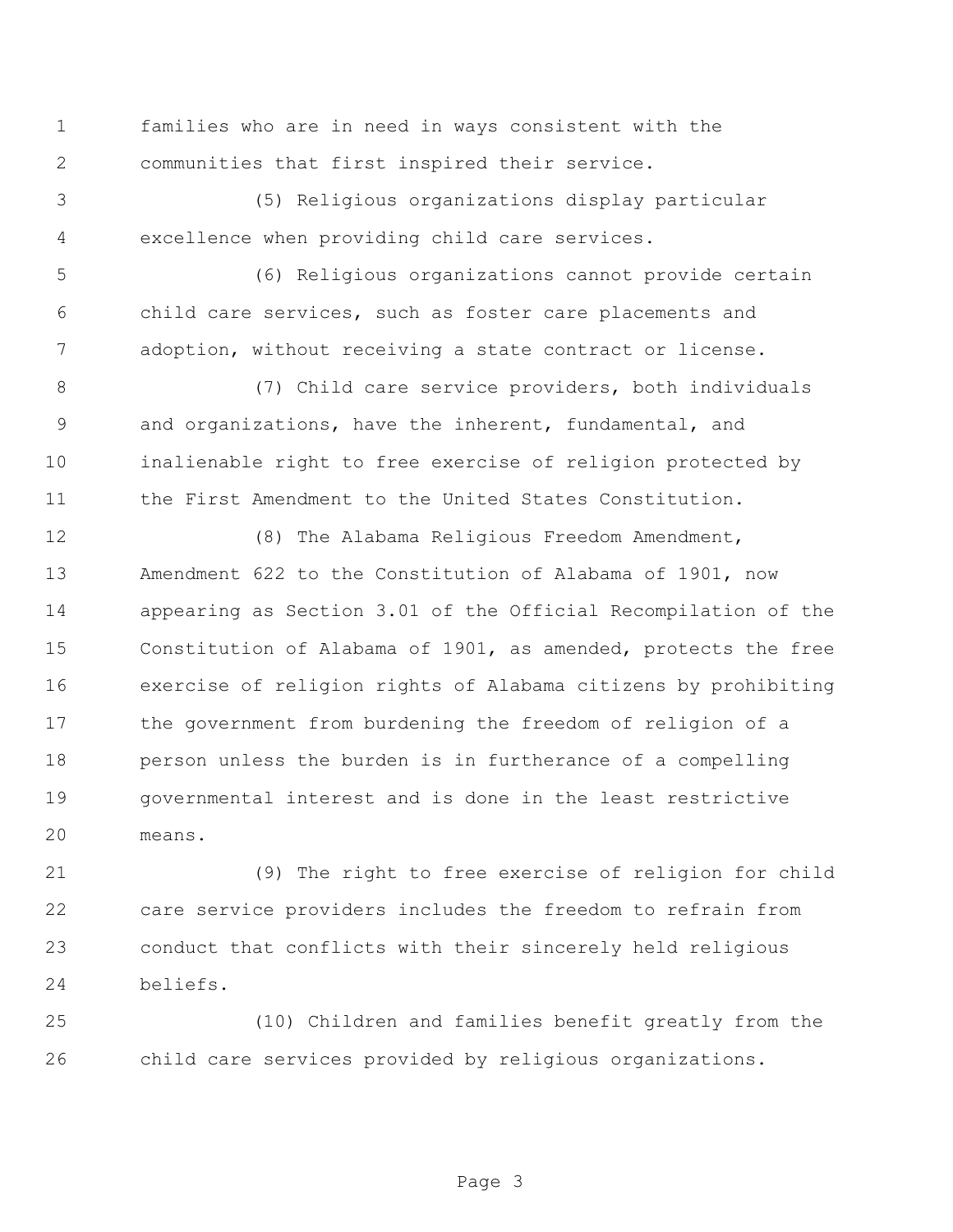families who are in need in ways consistent with the communities that first inspired their service.

(5) Religious organizations display particular excellence when providing child care services.

(6) Religious organizations cannot provide certain child care services, such as foster care placements and adoption, without receiving a state contract or license.

(7) Child care service providers, both individuals and organizations, have the inherent, fundamental, and inalienable right to free exercise of religion protected by the First Amendment to the United States Constitution.

(8) The Alabama Religious Freedom Amendment, Amendment 622 to the Constitution of Alabama of 1901, now appearing as Section 3.01 of the Official Recompilation of the Constitution of Alabama of 1901, as amended, protects the free exercise of religion rights of Alabama citizens by prohibiting the government from burdening the freedom of religion of a person unless the burden is in furtherance of a compelling governmental interest and is done in the least restrictive means.

(9) The right to free exercise of religion for child care service providers includes the freedom to refrain from conduct that conflicts with their sincerely held religious beliefs.

(10) Children and families benefit greatly from the child care services provided by religious organizations.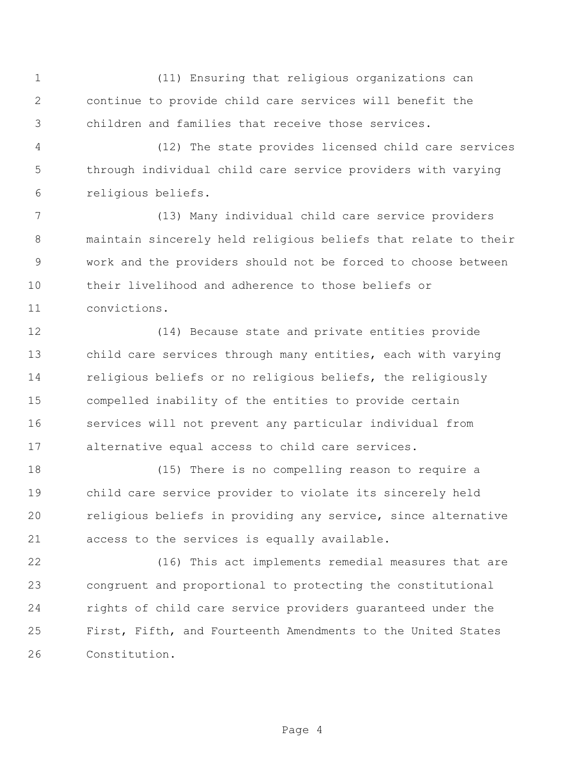(11) Ensuring that religious organizations can continue to provide child care services will benefit the children and families that receive those services.

(12) The state provides licensed child care services through individual child care service providers with varying religious beliefs.

(13) Many individual child care service providers maintain sincerely held religious beliefs that relate to their work and the providers should not be forced to choose between their livelihood and adherence to those beliefs or convictions.

(14) Because state and private entities provide child care services through many entities, each with varying religious beliefs or no religious beliefs, the religiously compelled inability of the entities to provide certain services will not prevent any particular individual from alternative equal access to child care services.

(15) There is no compelling reason to require a child care service provider to violate its sincerely held religious beliefs in providing any service, since alternative access to the services is equally available.

(16) This act implements remedial measures that are congruent and proportional to protecting the constitutional rights of child care service providers guaranteed under the First, Fifth, and Fourteenth Amendments to the United States Constitution.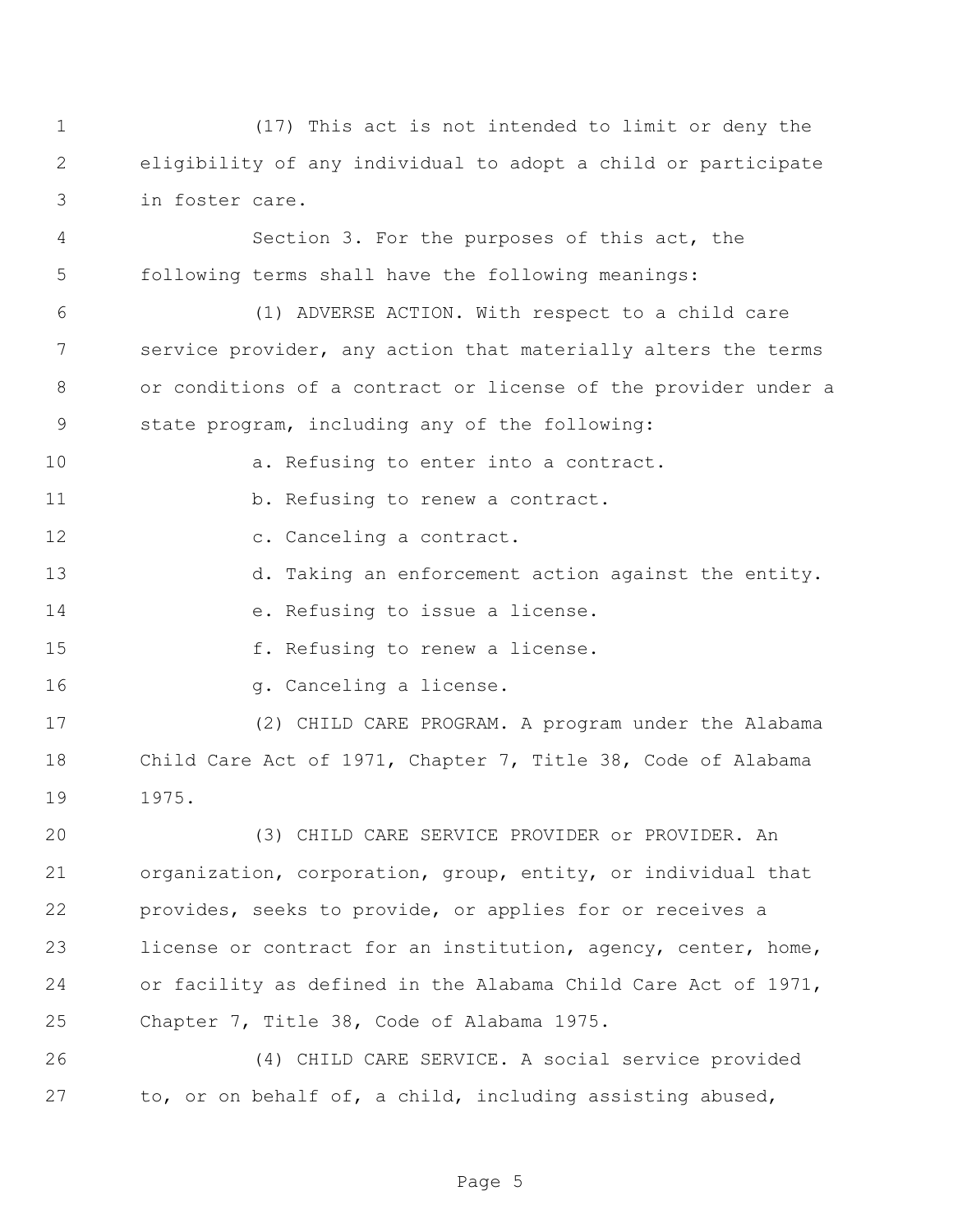(17) This act is not intended to limit or deny the eligibility of any individual to adopt a child or participate in foster care.

Section 3. For the purposes of this act, the following terms shall have the following meanings:

(1) ADVERSE ACTION. With respect to a child care service provider, any action that materially alters the terms or conditions of a contract or license of the provider under a state program, including any of the following:

a. Refusing to enter into a contract.

b. Refusing to renew a contract.

c. Canceling a contract.

d. Taking an enforcement action against the entity.

e. Refusing to issue a license.

f. Refusing to renew a license.

g. Canceling a license.

(2) CHILD CARE PROGRAM. A program under the Alabama Child Care Act of 1971, Chapter 7, Title 38, Code of Alabama 1975.

(3) CHILD CARE SERVICE PROVIDER or PROVIDER. An organization, corporation, group, entity, or individual that provides, seeks to provide, or applies for or receives a license or contract for an institution, agency, center, home, or facility as defined in the Alabama Child Care Act of 1971, Chapter 7, Title 38, Code of Alabama 1975.

(4) CHILD CARE SERVICE. A social service provided to, or on behalf of, a child, including assisting abused,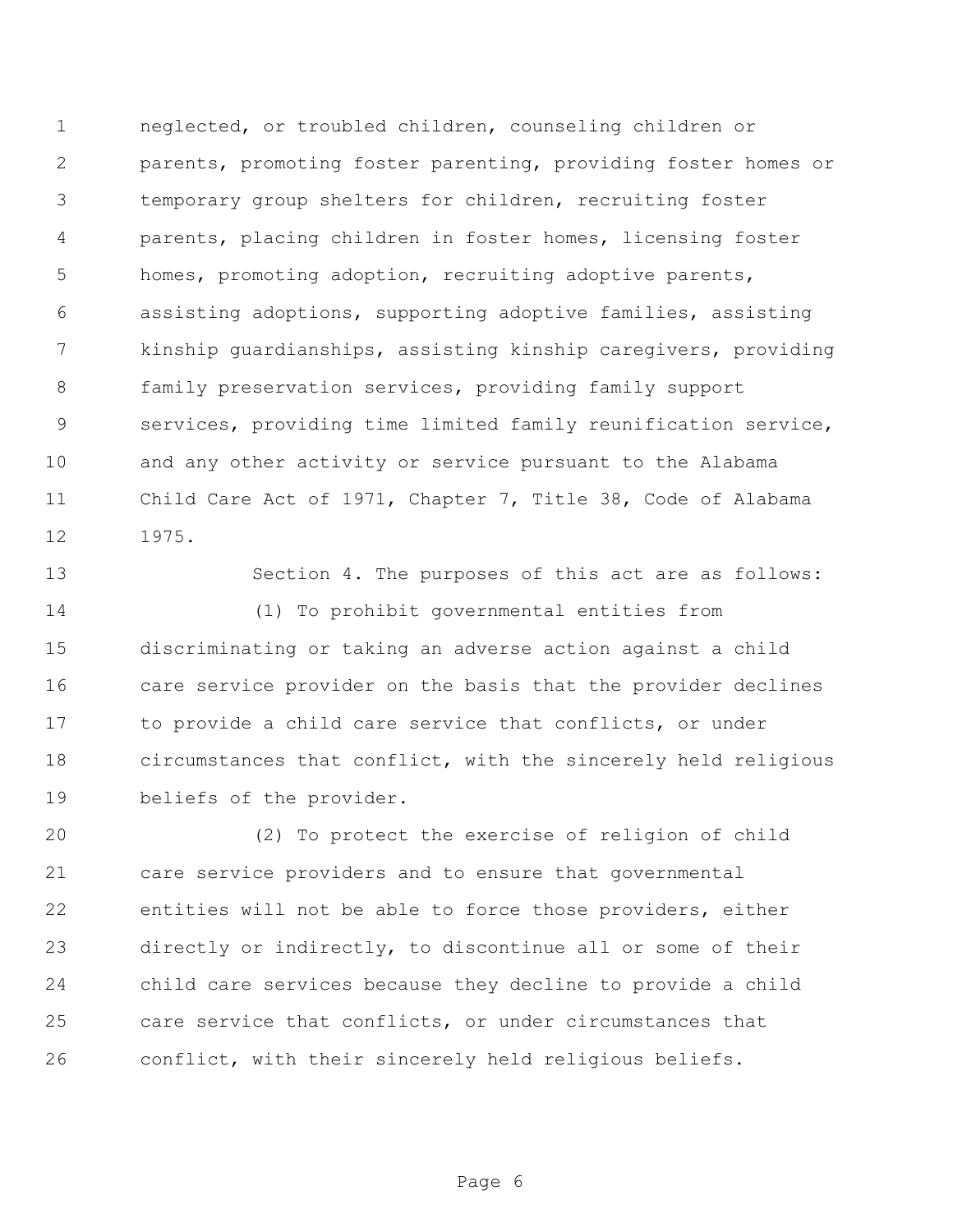neglected, or troubled children, counseling children or parents, promoting foster parenting, providing foster homes or temporary group shelters for children, recruiting foster parents, placing children in foster homes, licensing foster homes, promoting adoption, recruiting adoptive parents, assisting adoptions, supporting adoptive families, assisting kinship guardianships, assisting kinship caregivers, providing family preservation services, providing family support services, providing time limited family reunification service, and any other activity or service pursuant to the Alabama Child Care Act of 1971, Chapter 7, Title 38, Code of Alabama 1975.

Section 4. The purposes of this act are as follows:

(1) To prohibit governmental entities from discriminating or taking an adverse action against a child care service provider on the basis that the provider declines to provide a child care service that conflicts, or under circumstances that conflict, with the sincerely held religious beliefs of the provider.

(2) To protect the exercise of religion of child care service providers and to ensure that governmental entities will not be able to force those providers, either directly or indirectly, to discontinue all or some of their child care services because they decline to provide a child care service that conflicts, or under circumstances that conflict, with their sincerely held religious beliefs.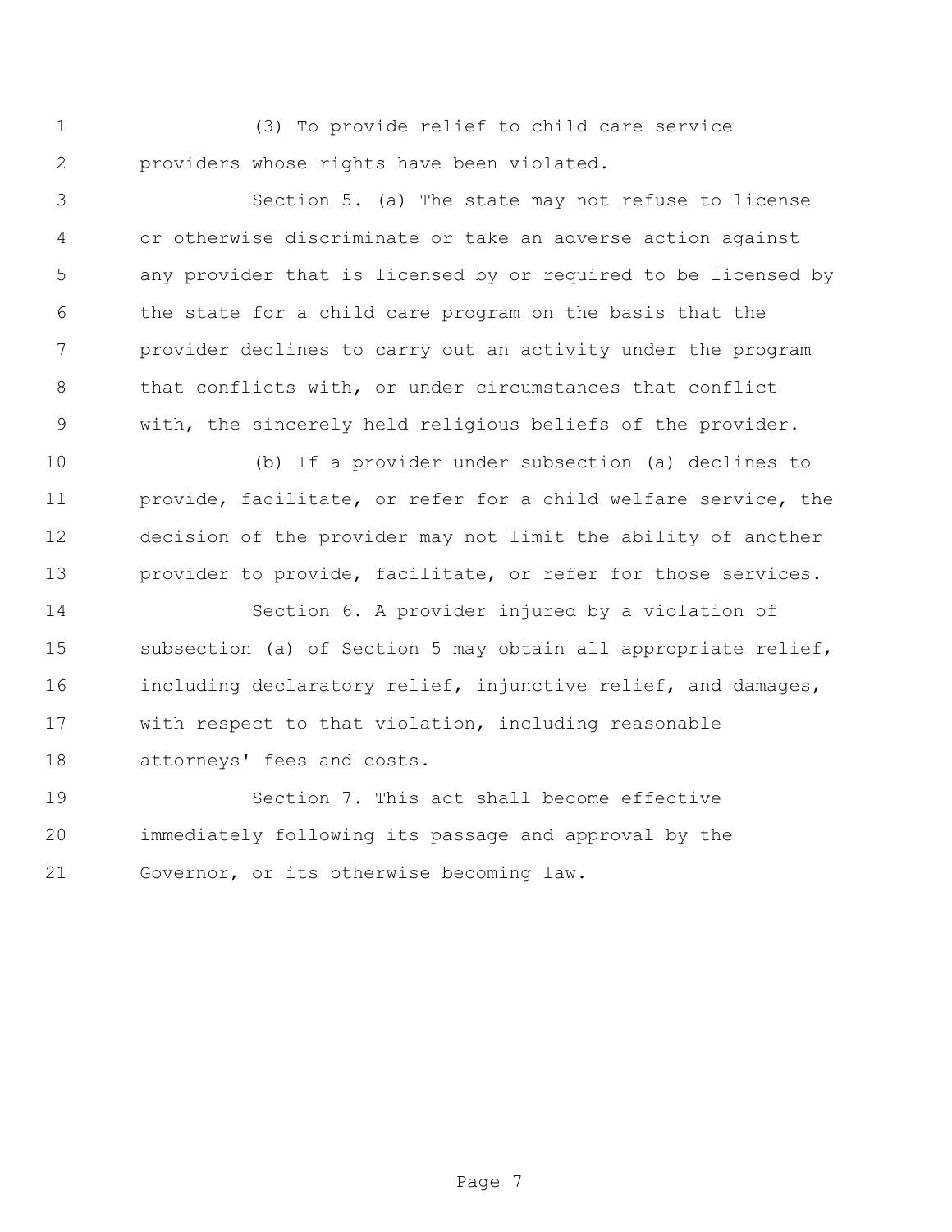(3) To provide relief to child care service providers whose rights have been violated.

Section 5. (a) The state may not refuse to license or otherwise discriminate or take an adverse action against any provider that is licensed by or required to be licensed by the state for a child care program on the basis that the provider declines to carry out an activity under the program that conflicts with, or under circumstances that conflict with, the sincerely held religious beliefs of the provider.

(b) If a provider under subsection (a) declines to provide, facilitate, or refer for a child welfare service, the decision of the provider may not limit the ability of another provider to provide, facilitate, or refer for those services.

Section 6. A provider injured by a violation of subsection (a) of Section 5 may obtain all appropriate relief, including declaratory relief, injunctive relief, and damages, with respect to that violation, including reasonable attorneys' fees and costs.

Section 7. This act shall become effective immediately following its passage and approval by the Governor, or its otherwise becoming law.